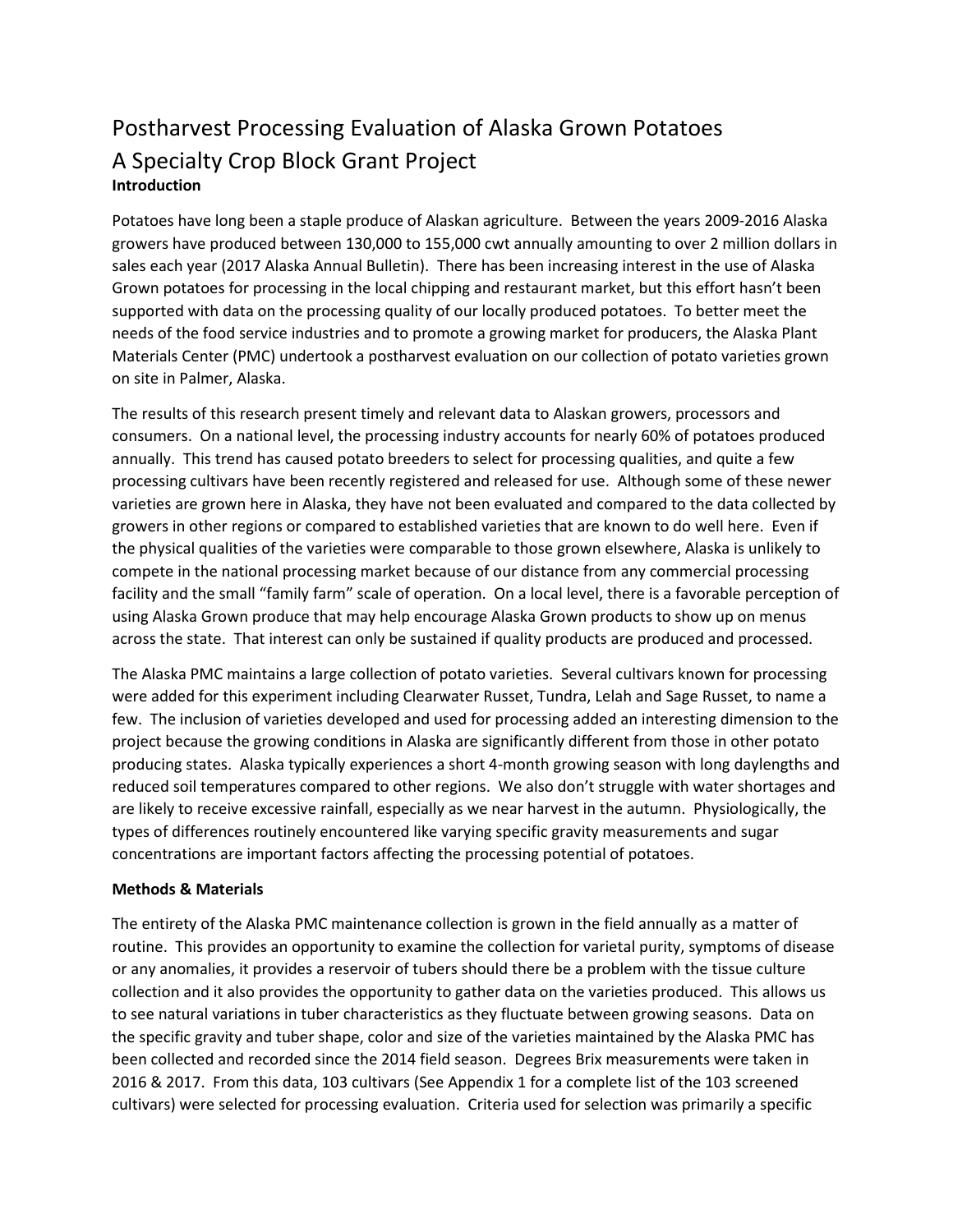# Postharvest Processing Evaluation of Alaska Grown Potatoes
# A Specialty Crop Block Grant Project

**Introduction**

Potatoes have long been a staple produce of Alaskan agriculture. Between the years 2009-2016 Alaska growers have produced between 130,000 to 155,000 cwt annually amounting to over 2 million dollars in sales each year (2017 Alaska Annual Bulletin). There has been increasing interest in the use of Alaska Grown potatoes for processing in the local chipping and restaurant market, but this effort hasn't been supported with data on the processing quality of our locally produced potatoes. To better meet the needs of the food service industries and to promote a growing market for producers, the Alaska Plant Materials Center (PMC) undertook a postharvest evaluation on our collection of potato varieties grown on site in Palmer, Alaska.

The results of this research present timely and relevant data to Alaskan growers, processors and consumers. On a national level, the processing industry accounts for nearly 60% of potatoes produced annually. This trend has caused potato breeders to select for processing qualities, and quite a few processing cultivars have been recently registered and released for use. Although some of these newer varieties are grown here in Alaska, they have not been evaluated and compared to the data collected by growers in other regions or compared to established varieties that are known to do well here. Even if the physical qualities of the varieties were comparable to those grown elsewhere, Alaska is unlikely to compete in the national processing market because of our distance from any commercial processing facility and the small "family farm" scale of operation. On a local level, there is a favorable perception of using Alaska Grown produce that may help encourage Alaska Grown products to show up on menus across the state. That interest can only be sustained if quality products are produced and processed.

The Alaska PMC maintains a large collection of potato varieties. Several cultivars known for processing were added for this experiment including Clearwater Russet, Tundra, Lelah and Sage Russet, to name a few. The inclusion of varieties developed and used for processing added an interesting dimension to the project because the growing conditions in Alaska are significantly different from those in other potato producing states. Alaska typically experiences a short 4-month growing season with long daylengths and reduced soil temperatures compared to other regions. We also don't struggle with water shortages and are likely to receive excessive rainfall, especially as we near harvest in the autumn. Physiologically, the types of differences routinely encountered like varying specific gravity measurements and sugar concentrations are important factors affecting the processing potential of potatoes.

**Methods & Materials**

The entirety of the Alaska PMC maintenance collection is grown in the field annually as a matter of routine. This provides an opportunity to examine the collection for varietal purity, symptoms of disease or any anomalies, it provides a reservoir of tubers should there be a problem with the tissue culture collection and it also provides the opportunity to gather data on the varieties produced. This allows us to see natural variations in tuber characteristics as they fluctuate between growing seasons. Data on the specific gravity and tuber shape, color and size of the varieties maintained by the Alaska PMC has been collected and recorded since the 2014 field season. Degrees Brix measurements were taken in 2016 & 2017. From this data, 103 cultivars (See Appendix 1 for a complete list of the 103 screened cultivars) were selected for processing evaluation. Criteria used for selection was primarily a specific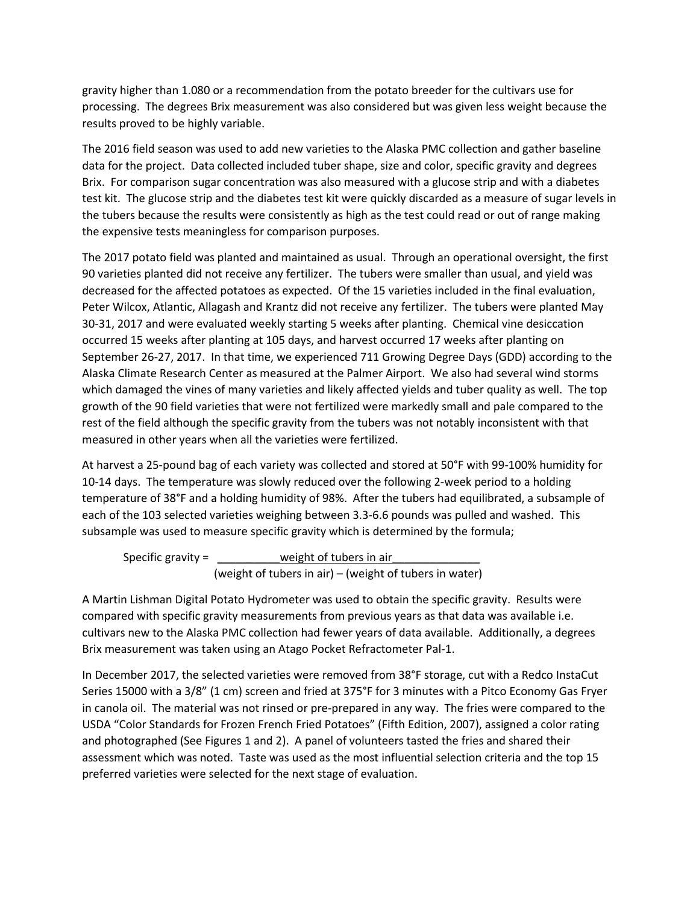gravity higher than 1.080 or a recommendation from the potato breeder for the cultivars use for processing. The degrees Brix measurement was also considered but was given less weight because the results proved to be highly variable.

The 2016 field season was used to add new varieties to the Alaska PMC collection and gather baseline data for the project. Data collected included tuber shape, size and color, specific gravity and degrees Brix. For comparison sugar concentration was also measured with a glucose strip and with a diabetes test kit. The glucose strip and the diabetes test kit were quickly discarded as a measure of sugar levels in the tubers because the results were consistently as high as the test could read or out of range making the expensive tests meaningless for comparison purposes.

The 2017 potato field was planted and maintained as usual. Through an operational oversight, the first 90 varieties planted did not receive any fertilizer. The tubers were smaller than usual, and yield was decreased for the affected potatoes as expected. Of the 15 varieties included in the final evaluation, Peter Wilcox, Atlantic, Allagash and Krantz did not receive any fertilizer. The tubers were planted May 30-31, 2017 and were evaluated weekly starting 5 weeks after planting. Chemical vine desiccation occurred 15 weeks after planting at 105 days, and harvest occurred 17 weeks after planting on September 26-27, 2017. In that time, we experienced 711 Growing Degree Days (GDD) according to the Alaska Climate Research Center as measured at the Palmer Airport. We also had several wind storms which damaged the vines of many varieties and likely affected yields and tuber quality as well. The top growth of the 90 field varieties that were not fertilized were markedly small and pale compared to the rest of the field although the specific gravity from the tubers was not notably inconsistent with that measured in other years when all the varieties were fertilized.

At harvest a 25-pound bag of each variety was collected and stored at 50°F with 99-100% humidity for 10-14 days. The temperature was slowly reduced over the following 2-week period to a holding temperature of 38°F and a holding humidity of 98%. After the tubers had equilibrated, a subsample of each of the 103 selected varieties weighing between 3.3-6.6 pounds was pulled and washed. This subsample was used to measure specific gravity which is determined by the formula;

$$\text{Specific gravity} = \frac{\text{weight of tubers in air}}{(\text{weight of tubers in air}) - (\text{weight of tubers in water})}$$

A Martin Lishman Digital Potato Hydrometer was used to obtain the specific gravity. Results were compared with specific gravity measurements from previous years as that data was available i.e. cultivars new to the Alaska PMC collection had fewer years of data available. Additionally, a degrees Brix measurement was taken using an Atago Pocket Refractometer Pal-1.

In December 2017, the selected varieties were removed from 38°F storage, cut with a Redco InstaCut Series 15000 with a 3/8" (1 cm) screen and fried at 375°F for 3 minutes with a Pitco Economy Gas Fryer in canola oil. The material was not rinsed or pre-prepared in any way. The fries were compared to the USDA "Color Standards for Frozen French Fried Potatoes" (Fifth Edition, 2007), assigned a color rating and photographed (See Figures 1 and 2). A panel of volunteers tasted the fries and shared their assessment which was noted. Taste was used as the most influential selection criteria and the top 15 preferred varieties were selected for the next stage of evaluation.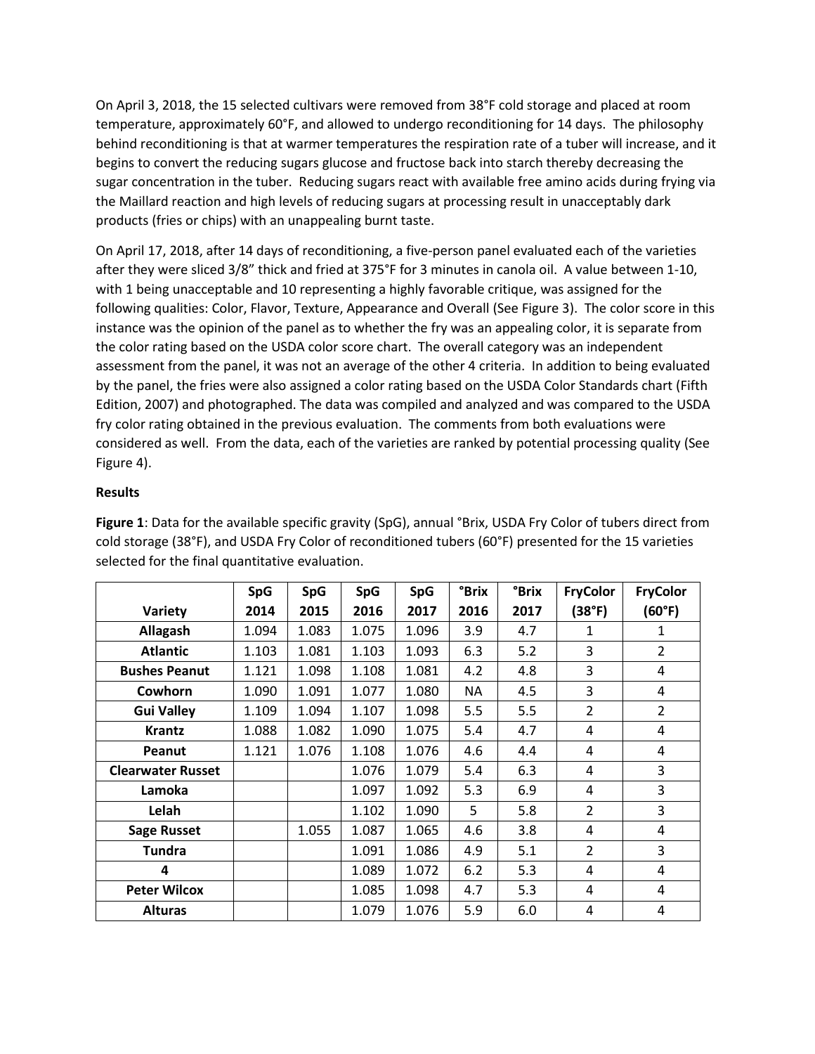On April 3, 2018, the 15 selected cultivars were removed from 38°F cold storage and placed at room temperature, approximately 60°F, and allowed to undergo reconditioning for 14 days. The philosophy behind reconditioning is that at warmer temperatures the respiration rate of a tuber will increase, and it begins to convert the reducing sugars glucose and fructose back into starch thereby decreasing the sugar concentration in the tuber. Reducing sugars react with available free amino acids during frying via the Maillard reaction and high levels of reducing sugars at processing result in unacceptably dark products (fries or chips) with an unappealing burnt taste.

On April 17, 2018, after 14 days of reconditioning, a five-person panel evaluated each of the varieties after they were sliced 3/8" thick and fried at 375°F for 3 minutes in canola oil. A value between 1-10, with 1 being unacceptable and 10 representing a highly favorable critique, was assigned for the following qualities: Color, Flavor, Texture, Appearance and Overall (See Figure 3). The color score in this instance was the opinion of the panel as to whether the fry was an appealing color, it is separate from the color rating based on the USDA color score chart. The overall category was an independent assessment from the panel, it was not an average of the other 4 criteria. In addition to being evaluated by the panel, the fries were also assigned a color rating based on the USDA Color Standards chart (Fifth Edition, 2007) and photographed. The data was compiled and analyzed and was compared to the USDA fry color rating obtained in the previous evaluation. The comments from both evaluations were considered as well. From the data, each of the varieties are ranked by potential processing quality (See Figure 4).

**Results**

**Figure 1**: Data for the available specific gravity (SpG), annual °Brix, USDA Fry Color of tubers direct from cold storage (38°F), and USDA Fry Color of reconditioned tubers (60°F) presented for the 15 varieties selected for the final quantitative evaluation.

| Variety | SpG 2014 | SpG 2015 | SpG 2016 | SpG 2017 | °Brix 2016 | °Brix 2017 | FryColor (38°F) | FryColor (60°F) |
|---|---|---|---|---|---|---|---|---|
| **Allagash** | 1.094 | 1.083 | 1.075 | 1.096 | 3.9 | 4.7 | 1 | 1 |
| **Atlantic** | 1.103 | 1.081 | 1.103 | 1.093 | 6.3 | 5.2 | 3 | 2 |
| **Bushes Peanut** | 1.121 | 1.098 | 1.108 | 1.081 | 4.2 | 4.8 | 3 | 4 |
| **Cowhorn** | 1.090 | 1.091 | 1.077 | 1.080 | NA | 4.5 | 3 | 4 |
| **Gui Valley** | 1.109 | 1.094 | 1.107 | 1.098 | 5.5 | 5.5 | 2 | 2 |
| **Krantz** | 1.088 | 1.082 | 1.090 | 1.075 | 5.4 | 4.7 | 4 | 4 |
| **Peanut** | 1.121 | 1.076 | 1.108 | 1.076 | 4.6 | 4.4 | 4 | 4 |
| **Clearwater Russet** | | | 1.076 | 1.079 | 5.4 | 6.3 | 4 | 3 |
| **Lamoka** | | | 1.097 | 1.092 | 5.3 | 6.9 | 4 | 3 |
| **Lelah** | | | 1.102 | 1.090 | 5 | 5.8 | 2 | 3 |
| **Sage Russet** | | 1.055 | 1.087 | 1.065 | 4.6 | 3.8 | 4 | 4 |
| **Tundra** | | | 1.091 | 1.086 | 4.9 | 5.1 | 2 | 3 |
| **4** | | | 1.089 | 1.072 | 6.2 | 5.3 | 4 | 4 |
| **Peter Wilcox** | | | 1.085 | 1.098 | 4.7 | 5.3 | 4 | 4 |
| **Alturas** | | | 1.079 | 1.076 | 5.9 | 6.0 | 4 | 4 |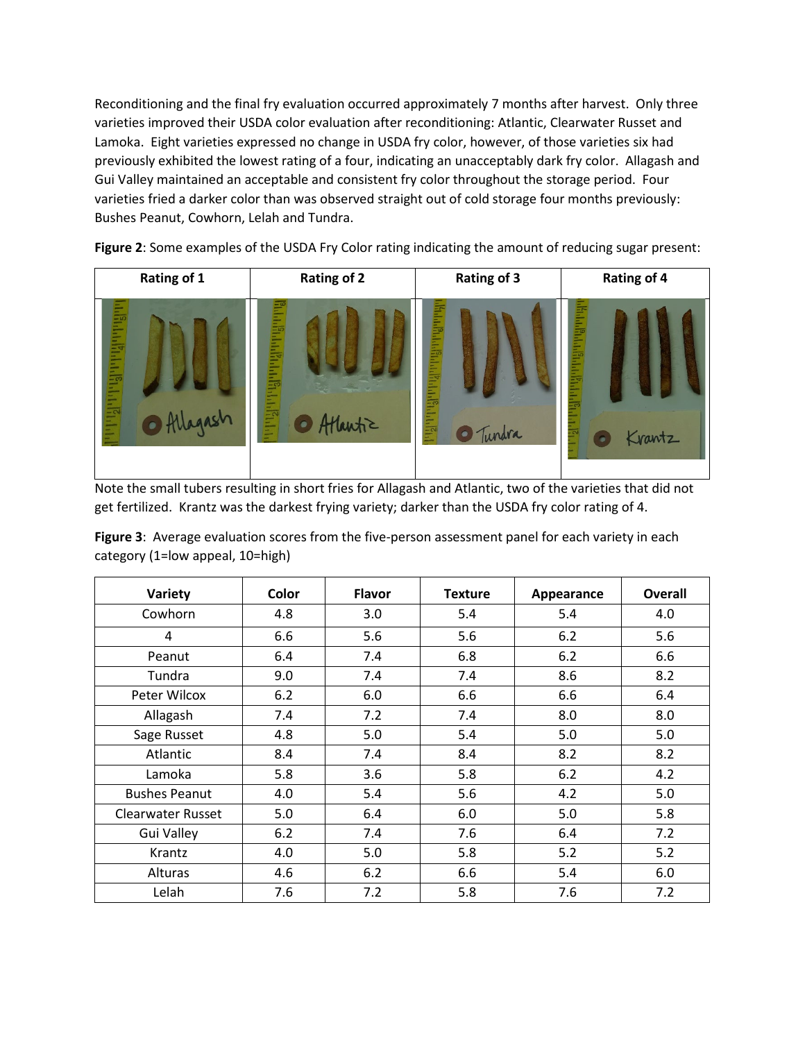Reconditioning and the final fry evaluation occurred approximately 7 months after harvest. Only three varieties improved their USDA color evaluation after reconditioning: Atlantic, Clearwater Russet and Lamoka. Eight varieties expressed no change in USDA fry color, however, of those varieties six had previously exhibited the lowest rating of a four, indicating an unacceptably dark fry color. Allagash and Gui Valley maintained an acceptable and consistent fry color throughout the storage period. Four varieties fried a darker color than was observed straight out of cold storage four months previously: Bushes Peanut, Cowhorn, Lelah and Tundra.

**Figure 2**: Some examples of the USDA Fry Color rating indicating the amount of reducing sugar present:

| Rating of 1 | Rating of 2 | Rating of 3 | Rating of 4 |
|---|---|---|---|
| Allagash | Atlantic | Tundra | Krantz |

Note the small tubers resulting in short fries for Allagash and Atlantic, two of the varieties that did not get fertilized. Krantz was the darkest frying variety; darker than the USDA fry color rating of 4.

**Figure 3**: Average evaluation scores from the five-person assessment panel for each variety in each category (1=low appeal, 10=high)

| Variety | Color | Flavor | Texture | Appearance | Overall |
|---|---|---|---|---|---|
| Cowhorn | 4.8 | 3.0 | 5.4 | 5.4 | 4.0 |
| 4 | 6.6 | 5.6 | 5.6 | 6.2 | 5.6 |
| Peanut | 6.4 | 7.4 | 6.8 | 6.2 | 6.6 |
| Tundra | 9.0 | 7.4 | 7.4 | 8.6 | 8.2 |
| Peter Wilcox | 6.2 | 6.0 | 6.6 | 6.6 | 6.4 |
| Allagash | 7.4 | 7.2 | 7.4 | 8.0 | 8.0 |
| Sage Russet | 4.8 | 5.0 | 5.4 | 5.0 | 5.0 |
| Atlantic | 8.4 | 7.4 | 8.4 | 8.2 | 8.2 |
| Lamoka | 5.8 | 3.6 | 5.8 | 6.2 | 4.2 |
| Bushes Peanut | 4.0 | 5.4 | 5.6 | 4.2 | 5.0 |
| Clearwater Russet | 5.0 | 6.4 | 6.0 | 5.0 | 5.8 |
| Gui Valley | 6.2 | 7.4 | 7.6 | 6.4 | 7.2 |
| Krantz | 4.0 | 5.0 | 5.8 | 5.2 | 5.2 |
| Alturas | 4.6 | 6.2 | 6.6 | 5.4 | 6.0 |
| Lelah | 7.6 | 7.2 | 5.8 | 7.6 | 7.2 |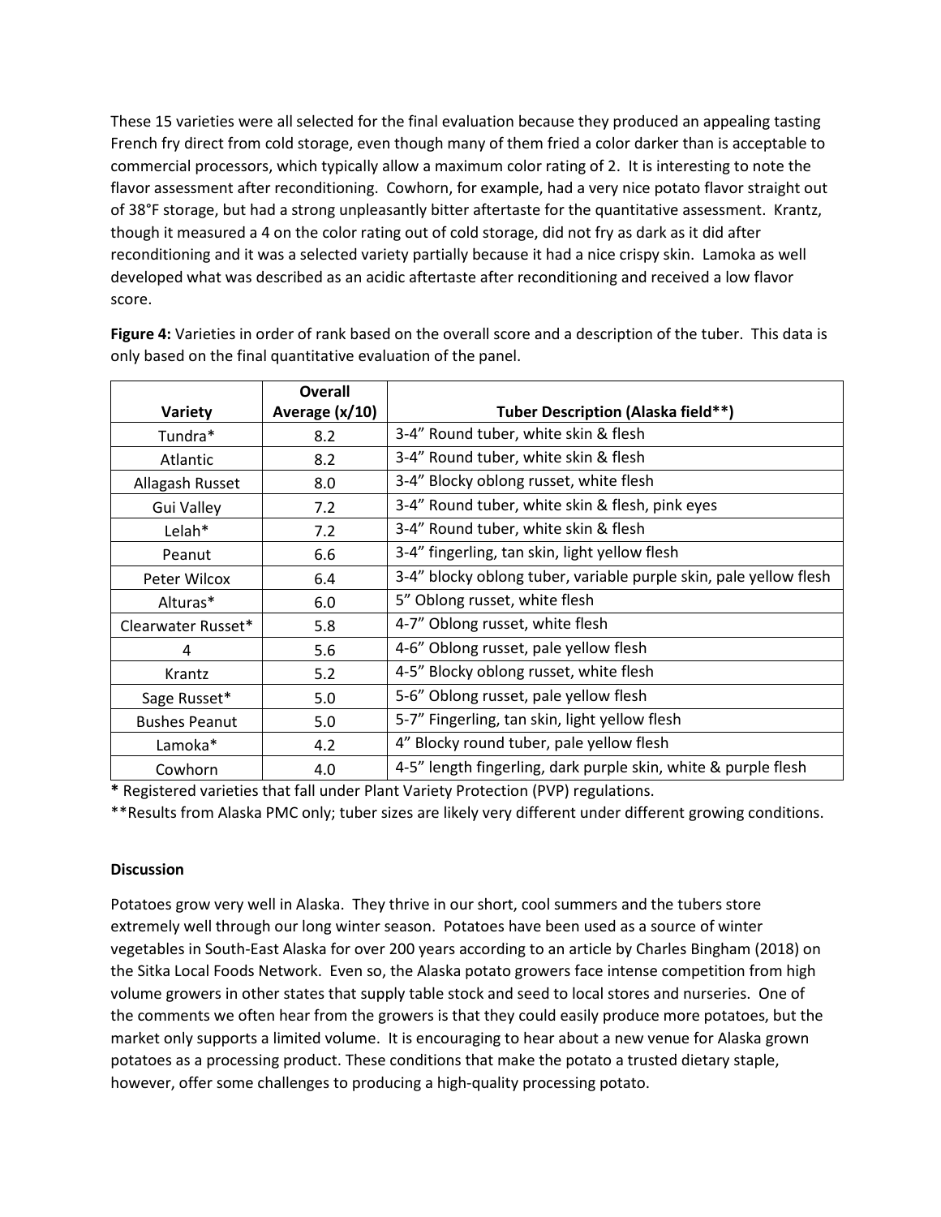These 15 varieties were all selected for the final evaluation because they produced an appealing tasting French fry direct from cold storage, even though many of them fried a color darker than is acceptable to commercial processors, which typically allow a maximum color rating of 2. It is interesting to note the flavor assessment after reconditioning. Cowhorn, for example, had a very nice potato flavor straight out of 38°F storage, but had a strong unpleasantly bitter aftertaste for the quantitative assessment. Krantz, though it measured a 4 on the color rating out of cold storage, did not fry as dark as it did after reconditioning and it was a selected variety partially because it had a nice crispy skin. Lamoka as well developed what was described as an acidic aftertaste after reconditioning and received a low flavor score.

**Figure 4:** Varieties in order of rank based on the overall score and a description of the tuber. This data is only based on the final quantitative evaluation of the panel.

| Variety | Overall Average (x/10) | Tuber Description (Alaska field**) |
|---|---|---|
| Tundra* | 8.2 | 3-4" Round tuber, white skin & flesh |
| Atlantic | 8.2 | 3-4" Round tuber, white skin & flesh |
| Allagash Russet | 8.0 | 3-4" Blocky oblong russet, white flesh |
| Gui Valley | 7.2 | 3-4" Round tuber, white skin & flesh, pink eyes |
| Lelah* | 7.2 | 3-4" Round tuber, white skin & flesh |
| Peanut | 6.6 | 3-4" fingerling, tan skin, light yellow flesh |
| Peter Wilcox | 6.4 | 3-4" blocky oblong tuber, variable purple skin, pale yellow flesh |
| Alturas* | 6.0 | 5" Oblong russet, white flesh |
| Clearwater Russet* | 5.8 | 4-7" Oblong russet, white flesh |
| 4 | 5.6 | 4-6" Oblong russet, pale yellow flesh |
| Krantz | 5.2 | 4-5" Blocky oblong russet, white flesh |
| Sage Russet* | 5.0 | 5-6" Oblong russet, pale yellow flesh |
| Bushes Peanut | 5.0 | 5-7" Fingerling, tan skin, light yellow flesh |
| Lamoka* | 4.2 | 4" Blocky round tuber, pale yellow flesh |
| Cowhorn | 4.0 | 4-5" length fingerling, dark purple skin, white & purple flesh |

**\*** Registered varieties that fall under Plant Variety Protection (PVP) regulations.

**Results from Alaska PMC only; tuber sizes are likely very different under different growing conditions.

**Discussion**

Potatoes grow very well in Alaska. They thrive in our short, cool summers and the tubers store extremely well through our long winter season. Potatoes have been used as a source of winter vegetables in South-East Alaska for over 200 years according to an article by Charles Bingham (2018) on the Sitka Local Foods Network. Even so, the Alaska potato growers face intense competition from high volume growers in other states that supply table stock and seed to local stores and nurseries. One of the comments we often hear from the growers is that they could easily produce more potatoes, but the market only supports a limited volume. It is encouraging to hear about a new venue for Alaska grown potatoes as a processing product. These conditions that make the potato a trusted dietary staple, however, offer some challenges to producing a high-quality processing potato.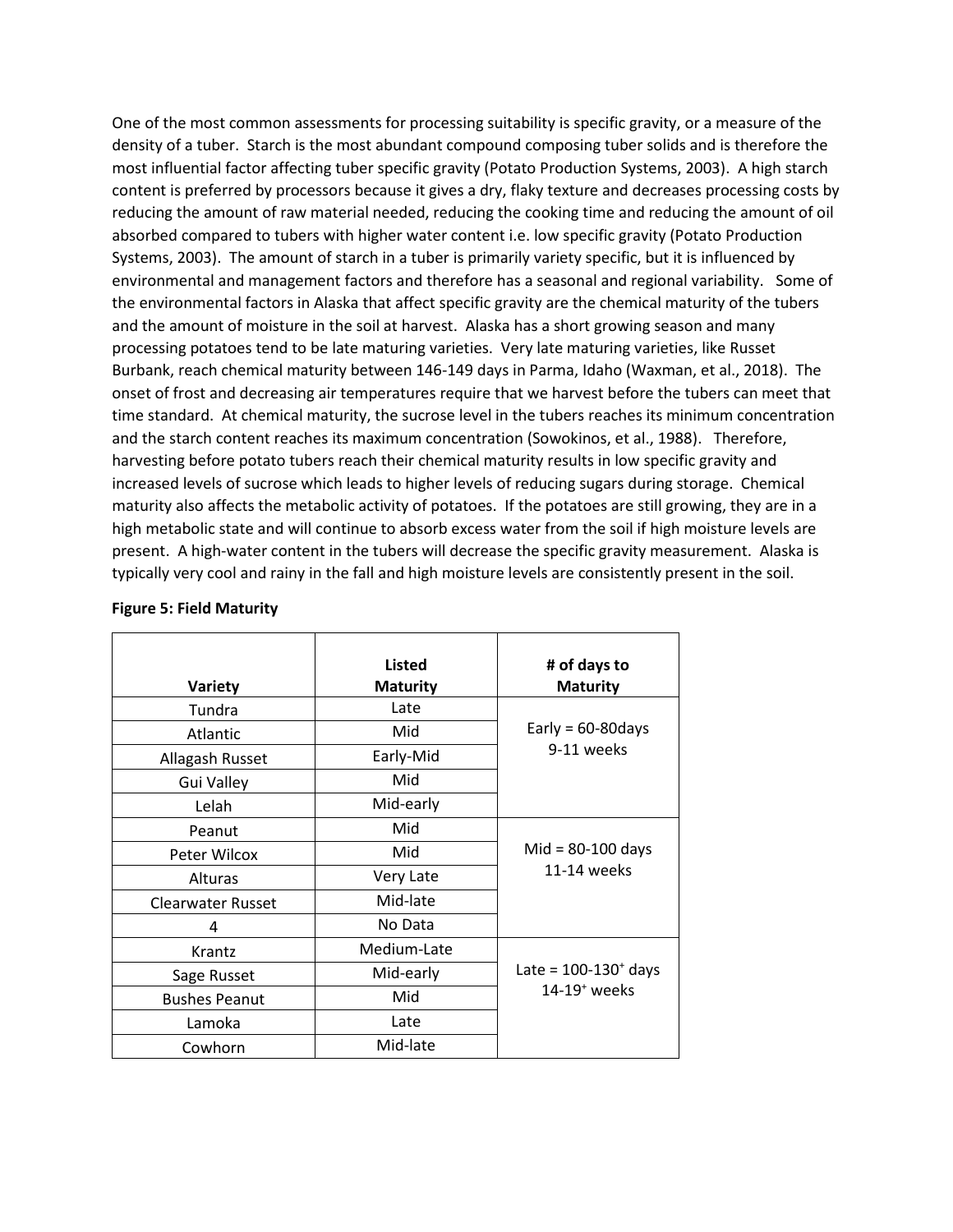One of the most common assessments for processing suitability is specific gravity, or a measure of the density of a tuber. Starch is the most abundant compound composing tuber solids and is therefore the most influential factor affecting tuber specific gravity (Potato Production Systems, 2003). A high starch content is preferred by processors because it gives a dry, flaky texture and decreases processing costs by reducing the amount of raw material needed, reducing the cooking time and reducing the amount of oil absorbed compared to tubers with higher water content i.e. low specific gravity (Potato Production Systems, 2003). The amount of starch in a tuber is primarily variety specific, but it is influenced by environmental and management factors and therefore has a seasonal and regional variability. Some of the environmental factors in Alaska that affect specific gravity are the chemical maturity of the tubers and the amount of moisture in the soil at harvest. Alaska has a short growing season and many processing potatoes tend to be late maturing varieties. Very late maturing varieties, like Russet Burbank, reach chemical maturity between 146-149 days in Parma, Idaho (Waxman, et al., 2018). The onset of frost and decreasing air temperatures require that we harvest before the tubers can meet that time standard. At chemical maturity, the sucrose level in the tubers reaches its minimum concentration and the starch content reaches its maximum concentration (Sowokinos, et al., 1988). Therefore, harvesting before potato tubers reach their chemical maturity results in low specific gravity and increased levels of sucrose which leads to higher levels of reducing sugars during storage. Chemical maturity also affects the metabolic activity of potatoes. If the potatoes are still growing, they are in a high metabolic state and will continue to absorb excess water from the soil if high moisture levels are present. A high-water content in the tubers will decrease the specific gravity measurement. Alaska is typically very cool and rainy in the fall and high moisture levels are consistently present in the soil.

**Figure 5: Field Maturity**

| Variety | Listed Maturity | # of days to Maturity |
|---|---|---|
| Tundra | Late | Early = 60-80days 9-11 weeks |
| Atlantic | Mid | |
| Allagash Russet | Early-Mid | |
| Gui Valley | Mid | |
| Lelah | Mid-early | |
| Peanut | Mid | Mid = 80-100 days 11-14 weeks |
| Peter Wilcox | Mid | |
| Alturas | Very Late | |
| Clearwater Russet | Mid-late | |
| 4 | No Data | |
| Krantz | Medium-Late | Late = 100-130+ days 14-19+ weeks |
| Sage Russet | Mid-early | |
| Bushes Peanut | Mid | |
| Lamoka | Late | |
| Cowhorn | Mid-late | |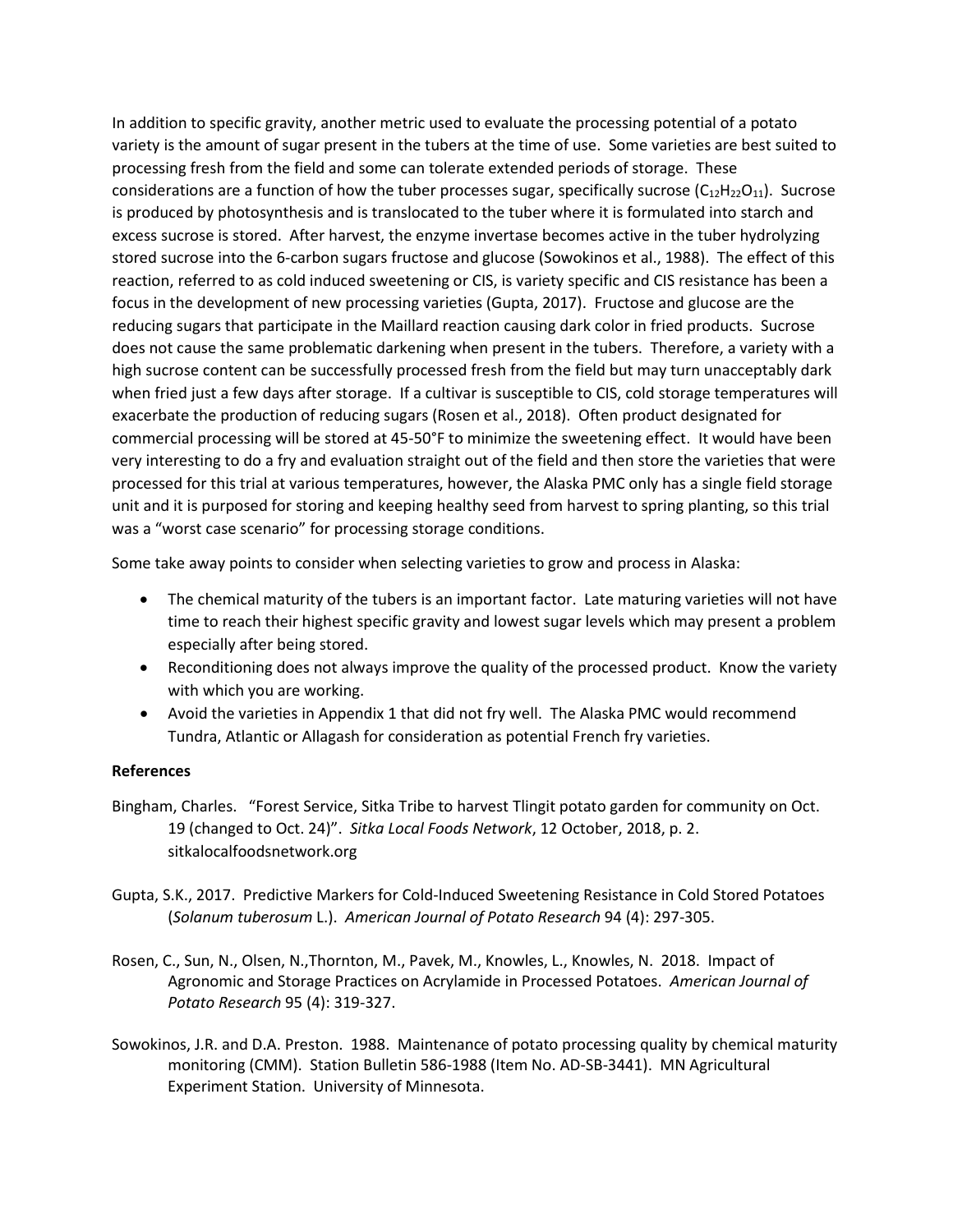In addition to specific gravity, another metric used to evaluate the processing potential of a potato variety is the amount of sugar present in the tubers at the time of use. Some varieties are best suited to processing fresh from the field and some can tolerate extended periods of storage. These considerations are a function of how the tuber processes sugar, specifically sucrose ($C_{12}H_{22}O_{11}$). Sucrose is produced by photosynthesis and is translocated to the tuber where it is formulated into starch and excess sucrose is stored. After harvest, the enzyme invertase becomes active in the tuber hydrolyzing stored sucrose into the 6-carbon sugars fructose and glucose (Sowokinos et al., 1988). The effect of this reaction, referred to as cold induced sweetening or CIS, is variety specific and CIS resistance has been a focus in the development of new processing varieties (Gupta, 2017). Fructose and glucose are the reducing sugars that participate in the Maillard reaction causing dark color in fried products. Sucrose does not cause the same problematic darkening when present in the tubers. Therefore, a variety with a high sucrose content can be successfully processed fresh from the field but may turn unacceptably dark when fried just a few days after storage. If a cultivar is susceptible to CIS, cold storage temperatures will exacerbate the production of reducing sugars (Rosen et al., 2018). Often product designated for commercial processing will be stored at 45-50°F to minimize the sweetening effect. It would have been very interesting to do a fry and evaluation straight out of the field and then store the varieties that were processed for this trial at various temperatures, however, the Alaska PMC only has a single field storage unit and it is purposed for storing and keeping healthy seed from harvest to spring planting, so this trial was a "worst case scenario" for processing storage conditions.

Some take away points to consider when selecting varieties to grow and process in Alaska:

- The chemical maturity of the tubers is an important factor. Late maturing varieties will not have time to reach their highest specific gravity and lowest sugar levels which may present a problem especially after being stored.
- Reconditioning does not always improve the quality of the processed product. Know the variety with which you are working.
- Avoid the varieties in Appendix 1 that did not fry well. The Alaska PMC would recommend Tundra, Atlantic or Allagash for consideration as potential French fry varieties.

**References**

Bingham, Charles. "Forest Service, Sitka Tribe to harvest Tlingit potato garden for community on Oct. 19 (changed to Oct. 24)". *Sitka Local Foods Network*, 12 October, 2018, p. 2. sitkalocalfoodsnetwork.org

Gupta, S.K., 2017. Predictive Markers for Cold-Induced Sweetening Resistance in Cold Stored Potatoes (*Solanum tuberosum* L.). *American Journal of Potato Research* 94 (4): 297-305.

Rosen, C., Sun, N., Olsen, N.,Thornton, M., Pavek, M., Knowles, L., Knowles, N. 2018. Impact of Agronomic and Storage Practices on Acrylamide in Processed Potatoes. *American Journal of Potato Research* 95 (4): 319-327.

Sowokinos, J.R. and D.A. Preston. 1988. Maintenance of potato processing quality by chemical maturity monitoring (CMM). Station Bulletin 586-1988 (Item No. AD-SB-3441). MN Agricultural Experiment Station. University of Minnesota.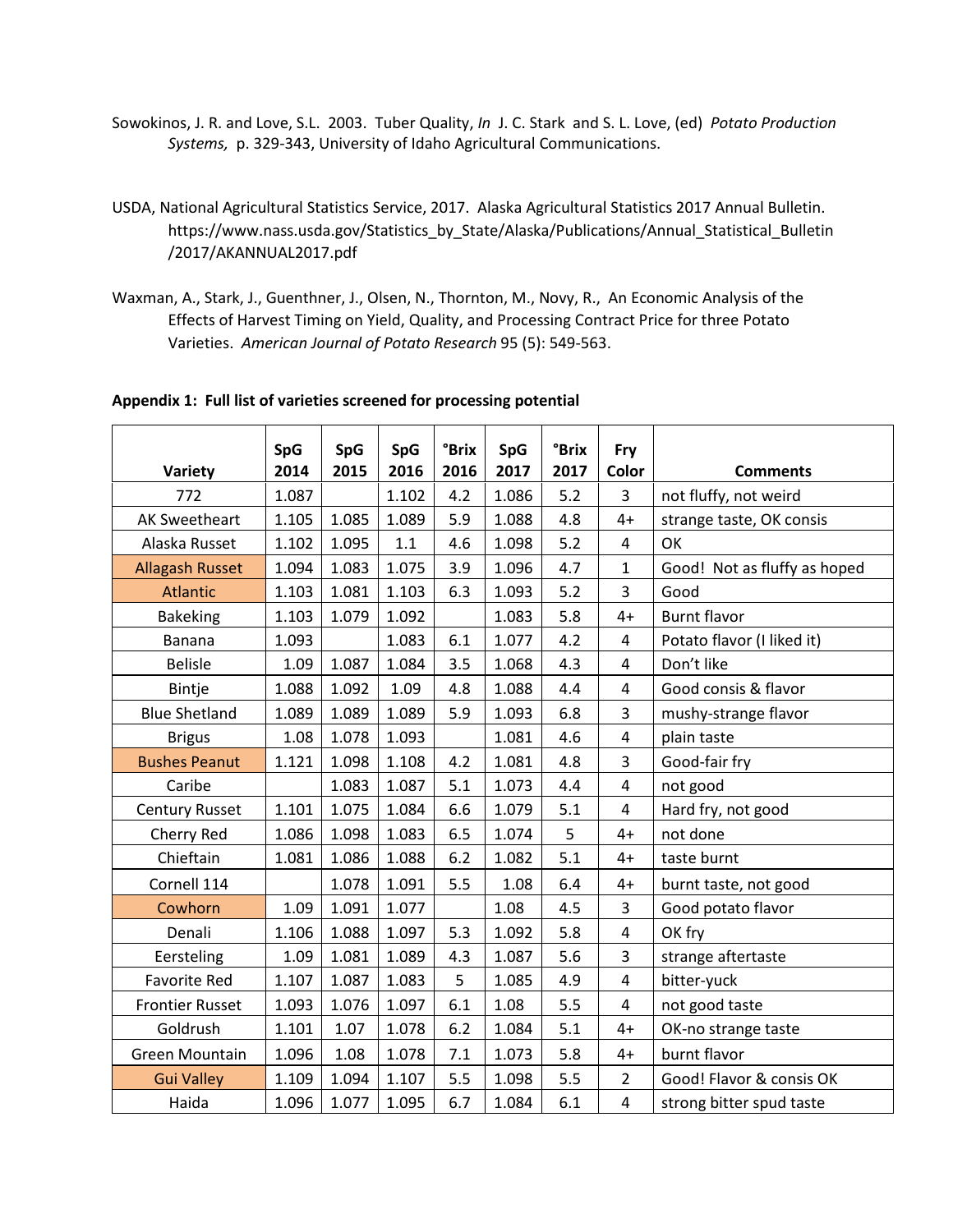Sowokinos, J. R. and Love, S.L. 2003. Tuber Quality, *In* J. C. Stark and S. L. Love, (ed) *Potato Production Systems,* p. 329-343, University of Idaho Agricultural Communications.

USDA, National Agricultural Statistics Service, 2017. Alaska Agricultural Statistics 2017 Annual Bulletin. https://www.nass.usda.gov/Statistics_by_State/Alaska/Publications/Annual_Statistical_Bulletin/2017/AKANNUAL2017.pdf

Waxman, A., Stark, J., Guenthner, J., Olsen, N., Thornton, M., Novy, R., An Economic Analysis of the Effects of Harvest Timing on Yield, Quality, and Processing Contract Price for three Potato Varieties. *American Journal of Potato Research* 95 (5): 549-563.

**Appendix 1: Full list of varieties screened for processing potential**

| Variety | SpG 2014 | SpG 2015 | SpG 2016 | °Brix 2016 | SpG 2017 | °Brix 2017 | Fry Color | Comments |
|---|---|---|---|---|---|---|---|---|
| 772 | 1.087 | | 1.102 | 4.2 | 1.086 | 5.2 | 3 | not fluffy, not weird |
| AK Sweetheart | 1.105 | 1.085 | 1.089 | 5.9 | 1.088 | 4.8 | 4+ | strange taste, OK consis |
| Alaska Russet | 1.102 | 1.095 | 1.1 | 4.6 | 1.098 | 5.2 | 4 | OK |
| Allagash Russet | 1.094 | 1.083 | 1.075 | 3.9 | 1.096 | 4.7 | 1 | Good! Not as fluffy as hoped |
| Atlantic | 1.103 | 1.081 | 1.103 | 6.3 | 1.093 | 5.2 | 3 | Good |
| Bakeking | 1.103 | 1.079 | 1.092 | | 1.083 | 5.8 | 4+ | Burnt flavor |
| Banana | 1.093 | | 1.083 | 6.1 | 1.077 | 4.2 | 4 | Potato flavor (I liked it) |
| Belisle | 1.09 | 1.087 | 1.084 | 3.5 | 1.068 | 4.3 | 4 | Don't like |
| Bintje | 1.088 | 1.092 | 1.09 | 4.8 | 1.088 | 4.4 | 4 | Good consis & flavor |
| Blue Shetland | 1.089 | 1.089 | 1.089 | 5.9 | 1.093 | 6.8 | 3 | mushy-strange flavor |
| Brigus | 1.08 | 1.078 | 1.093 | | 1.081 | 4.6 | 4 | plain taste |
| Bushes Peanut | 1.121 | 1.098 | 1.108 | 4.2 | 1.081 | 4.8 | 3 | Good-fair fry |
| Caribe | | 1.083 | 1.087 | 5.1 | 1.073 | 4.4 | 4 | not good |
| Century Russet | 1.101 | 1.075 | 1.084 | 6.6 | 1.079 | 5.1 | 4 | Hard fry, not good |
| Cherry Red | 1.086 | 1.098 | 1.083 | 6.5 | 1.074 | 5 | 4+ | not done |
| Chieftain | 1.081 | 1.086 | 1.088 | 6.2 | 1.082 | 5.1 | 4+ | taste burnt |
| Cornell 114 | | 1.078 | 1.091 | 5.5 | 1.08 | 6.4 | 4+ | burnt taste, not good |
| Cowhorn | 1.09 | 1.091 | 1.077 | | 1.08 | 4.5 | 3 | Good potato flavor |
| Denali | 1.106 | 1.088 | 1.097 | 5.3 | 1.092 | 5.8 | 4 | OK fry |
| Eersteling | 1.09 | 1.081 | 1.089 | 4.3 | 1.087 | 5.6 | 3 | strange aftertaste |
| Favorite Red | 1.107 | 1.087 | 1.083 | 5 | 1.085 | 4.9 | 4 | bitter-yuck |
| Frontier Russet | 1.093 | 1.076 | 1.097 | 6.1 | 1.08 | 5.5 | 4 | not good taste |
| Goldrush | 1.101 | 1.07 | 1.078 | 6.2 | 1.084 | 5.1 | 4+ | OK-no strange taste |
| Green Mountain | 1.096 | 1.08 | 1.078 | 7.1 | 1.073 | 5.8 | 4+ | burnt flavor |
| Gui Valley | 1.109 | 1.094 | 1.107 | 5.5 | 1.098 | 5.5 | 2 | Good! Flavor & consis OK |
| Haida | 1.096 | 1.077 | 1.095 | 6.7 | 1.084 | 6.1 | 4 | strong bitter spud taste |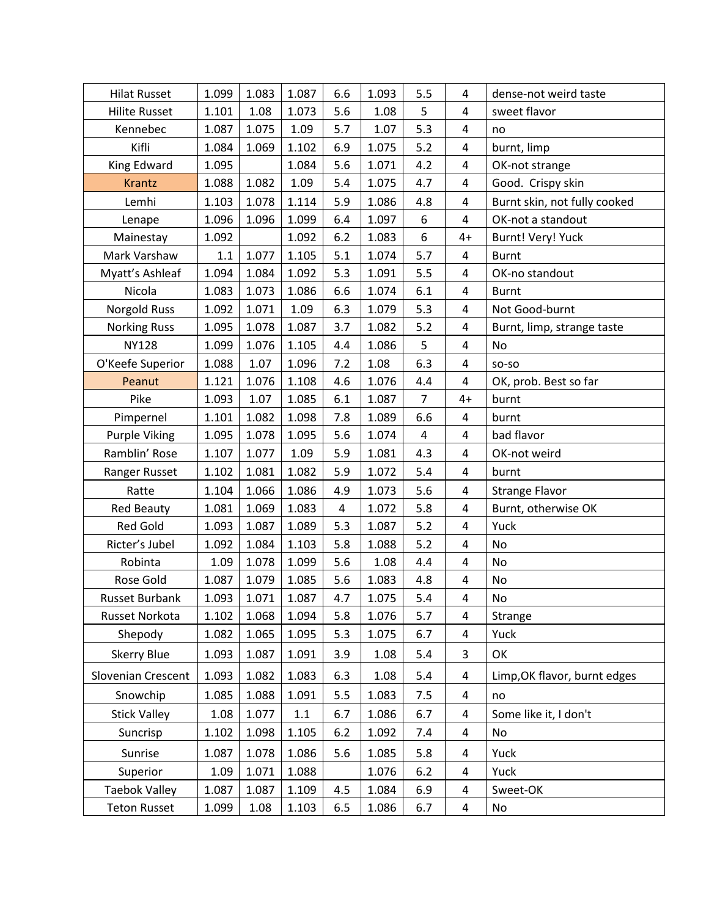| | | | | | | | | |
|---|---|---|---|---|---|---|---|---|
| Hilat Russet | 1.099 | 1.083 | 1.087 | 6.6 | 1.093 | 5.5 | 4 | dense-not weird taste |
| Hilite Russet | 1.101 | 1.08 | 1.073 | 5.6 | 1.08 | 5 | 4 | sweet flavor |
| Kennebec | 1.087 | 1.075 | 1.09 | 5.7 | 1.07 | 5.3 | 4 | no |
| Kifli | 1.084 | 1.069 | 1.102 | 6.9 | 1.075 | 5.2 | 4 | burnt, limp |
| King Edward | 1.095 | | 1.084 | 5.6 | 1.071 | 4.2 | 4 | OK-not strange |
| Krantz | 1.088 | 1.082 | 1.09 | 5.4 | 1.075 | 4.7 | 4 | Good. Crispy skin |
| Lemhi | 1.103 | 1.078 | 1.114 | 5.9 | 1.086 | 4.8 | 4 | Burnt skin, not fully cooked |
| Lenape | 1.096 | 1.096 | 1.099 | 6.4 | 1.097 | 6 | 4 | OK-not a standout |
| Mainestay | 1.092 | | 1.092 | 6.2 | 1.083 | 6 | 4+ | Burnt! Very! Yuck |
| Mark Varshaw | 1.1 | 1.077 | 1.105 | 5.1 | 1.074 | 5.7 | 4 | Burnt |
| Myatt's Ashleaf | 1.094 | 1.084 | 1.092 | 5.3 | 1.091 | 5.5 | 4 | OK-no standout |
| Nicola | 1.083 | 1.073 | 1.086 | 6.6 | 1.074 | 6.1 | 4 | Burnt |
| Norgold Russ | 1.092 | 1.071 | 1.09 | 6.3 | 1.079 | 5.3 | 4 | Not Good-burnt |
| Norking Russ | 1.095 | 1.078 | 1.087 | 3.7 | 1.082 | 5.2 | 4 | Burnt, limp, strange taste |
| NY128 | 1.099 | 1.076 | 1.105 | 4.4 | 1.086 | 5 | 4 | No |
| O'Keefe Superior | 1.088 | 1.07 | 1.096 | 7.2 | 1.08 | 6.3 | 4 | so-so |
| Peanut | 1.121 | 1.076 | 1.108 | 4.6 | 1.076 | 4.4 | 4 | OK, prob. Best so far |
| Pike | 1.093 | 1.07 | 1.085 | 6.1 | 1.087 | 7 | 4+ | burnt |
| Pimpernel | 1.101 | 1.082 | 1.098 | 7.8 | 1.089 | 6.6 | 4 | burnt |
| Purple Viking | 1.095 | 1.078 | 1.095 | 5.6 | 1.074 | 4 | 4 | bad flavor |
| Ramblin' Rose | 1.107 | 1.077 | 1.09 | 5.9 | 1.081 | 4.3 | 4 | OK-not weird |
| Ranger Russet | 1.102 | 1.081 | 1.082 | 5.9 | 1.072 | 5.4 | 4 | burnt |
| Ratte | 1.104 | 1.066 | 1.086 | 4.9 | 1.073 | 5.6 | 4 | Strange Flavor |
| Red Beauty | 1.081 | 1.069 | 1.083 | 4 | 1.072 | 5.8 | 4 | Burnt, otherwise OK |
| Red Gold | 1.093 | 1.087 | 1.089 | 5.3 | 1.087 | 5.2 | 4 | Yuck |
| Ricter's Jubel | 1.092 | 1.084 | 1.103 | 5.8 | 1.088 | 5.2 | 4 | No |
| Robinta | 1.09 | 1.078 | 1.099 | 5.6 | 1.08 | 4.4 | 4 | No |
| Rose Gold | 1.087 | 1.079 | 1.085 | 5.6 | 1.083 | 4.8 | 4 | No |
| Russet Burbank | 1.093 | 1.071 | 1.087 | 4.7 | 1.075 | 5.4 | 4 | No |
| Russet Norkota | 1.102 | 1.068 | 1.094 | 5.8 | 1.076 | 5.7 | 4 | Strange |
| Shepody | 1.082 | 1.065 | 1.095 | 5.3 | 1.075 | 6.7 | 4 | Yuck |
| Skerry Blue | 1.093 | 1.087 | 1.091 | 3.9 | 1.08 | 5.4 | 3 | OK |
| Slovenian Crescent | 1.093 | 1.082 | 1.083 | 6.3 | 1.08 | 5.4 | 4 | Limp,OK flavor, burnt edges |
| Snowchip | 1.085 | 1.088 | 1.091 | 5.5 | 1.083 | 7.5 | 4 | no |
| Stick Valley | 1.08 | 1.077 | 1.1 | 6.7 | 1.086 | 6.7 | 4 | Some like it, I don't |
| Suncrisp | 1.102 | 1.098 | 1.105 | 6.2 | 1.092 | 7.4 | 4 | No |
| Sunrise | 1.087 | 1.078 | 1.086 | 5.6 | 1.085 | 5.8 | 4 | Yuck |
| Superior | 1.09 | 1.071 | 1.088 | | 1.076 | 6.2 | 4 | Yuck |
| Taebok Valley | 1.087 | 1.087 | 1.109 | 4.5 | 1.084 | 6.9 | 4 | Sweet-OK |
| Teton Russet | 1.099 | 1.08 | 1.103 | 6.5 | 1.086 | 6.7 | 4 | No |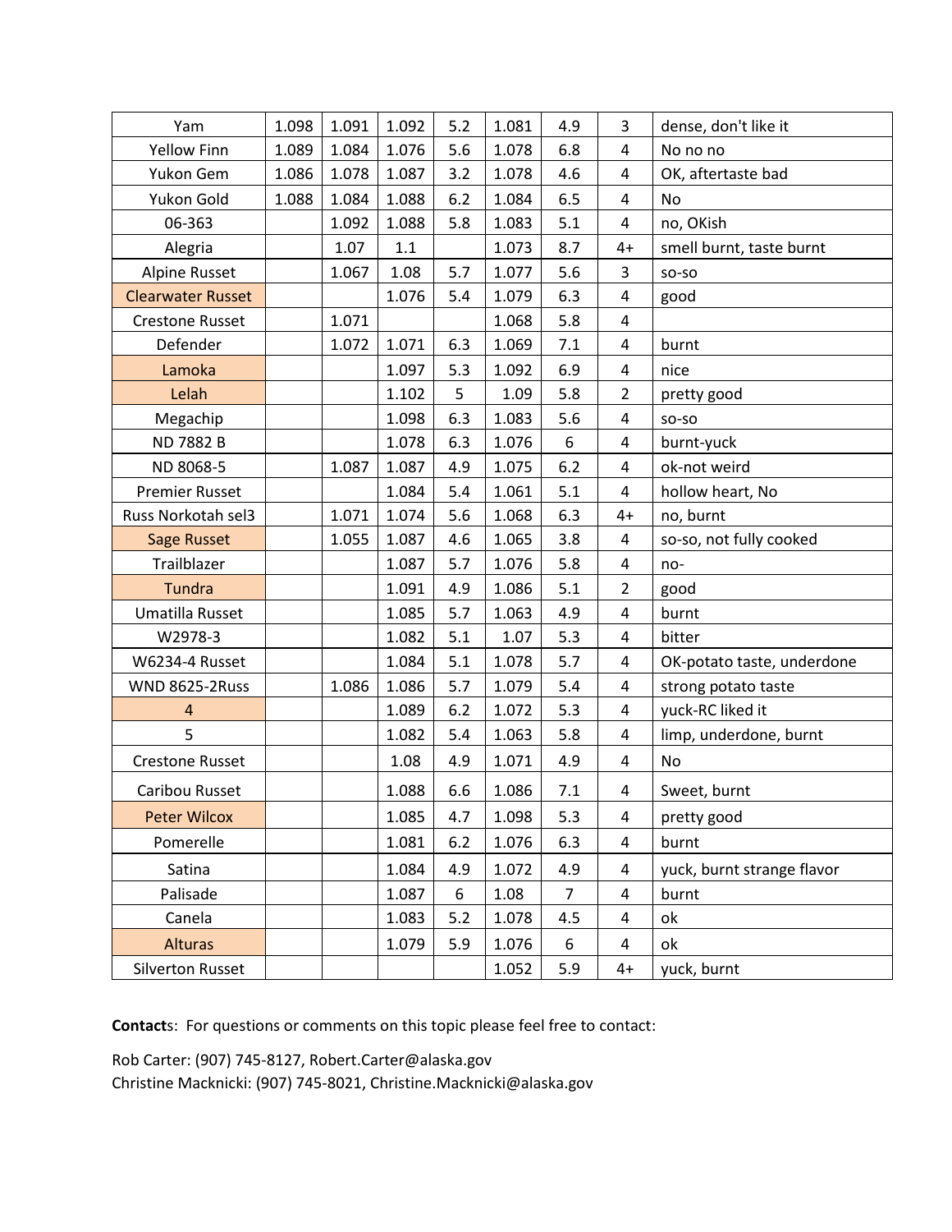| | | | | | | | | |
|---|---|---|---|---|---|---|---|---|
| Yam | 1.098 | 1.091 | 1.092 | 5.2 | 1.081 | 4.9 | 3 | dense, don't like it |
| Yellow Finn | 1.089 | 1.084 | 1.076 | 5.6 | 1.078 | 6.8 | 4 | No no no |
| Yukon Gem | 1.086 | 1.078 | 1.087 | 3.2 | 1.078 | 4.6 | 4 | OK, aftertaste bad |
| Yukon Gold | 1.088 | 1.084 | 1.088 | 6.2 | 1.084 | 6.5 | 4 | No |
| 06-363 | | 1.092 | 1.088 | 5.8 | 1.083 | 5.1 | 4 | no, OKish |
| Alegria | | 1.07 | 1.1 | | 1.073 | 8.7 | 4+ | smell burnt, taste burnt |
| Alpine Russet | | 1.067 | 1.08 | 5.7 | 1.077 | 5.6 | 3 | so-so |
| Clearwater Russet | | | 1.076 | 5.4 | 1.079 | 6.3 | 4 | good |
| Crestone Russet | | 1.071 | | | 1.068 | 5.8 | 4 | |
| Defender | | 1.072 | 1.071 | 6.3 | 1.069 | 7.1 | 4 | burnt |
| Lamoka | | | 1.097 | 5.3 | 1.092 | 6.9 | 4 | nice |
| Lelah | | | 1.102 | 5 | 1.09 | 5.8 | 2 | pretty good |
| Megachip | | | 1.098 | 6.3 | 1.083 | 5.6 | 4 | so-so |
| ND 7882 B | | | 1.078 | 6.3 | 1.076 | 6 | 4 | burnt-yuck |
| ND 8068-5 | | 1.087 | 1.087 | 4.9 | 1.075 | 6.2 | 4 | ok-not weird |
| Premier Russet | | | 1.084 | 5.4 | 1.061 | 5.1 | 4 | hollow heart, No |
| Russ Norkotah sel3 | | 1.071 | 1.074 | 5.6 | 1.068 | 6.3 | 4+ | no, burnt |
| Sage Russet | | 1.055 | 1.087 | 4.6 | 1.065 | 3.8 | 4 | so-so, not fully cooked |
| Trailblazer | | | 1.087 | 5.7 | 1.076 | 5.8 | 4 | no- |
| Tundra | | | 1.091 | 4.9 | 1.086 | 5.1 | 2 | good |
| Umatilla Russet | | | 1.085 | 5.7 | 1.063 | 4.9 | 4 | burnt |
| W2978-3 | | | 1.082 | 5.1 | 1.07 | 5.3 | 4 | bitter |
| W6234-4 Russet | | | 1.084 | 5.1 | 1.078 | 5.7 | 4 | OK-potato taste, underdone |
| WND 8625-2Russ | | 1.086 | 1.086 | 5.7 | 1.079 | 5.4 | 4 | strong potato taste |
| 4 | | | 1.089 | 6.2 | 1.072 | 5.3 | 4 | yuck-RC liked it |
| 5 | | | 1.082 | 5.4 | 1.063 | 5.8 | 4 | limp, underdone, burnt |
| Crestone Russet | | | 1.08 | 4.9 | 1.071 | 4.9 | 4 | No |
| Caribou Russet | | | 1.088 | 6.6 | 1.086 | 7.1 | 4 | Sweet, burnt |
| Peter Wilcox | | | 1.085 | 4.7 | 1.098 | 5.3 | 4 | pretty good |
| Pomerelle | | | 1.081 | 6.2 | 1.076 | 6.3 | 4 | burnt |
| Satina | | | 1.084 | 4.9 | 1.072 | 4.9 | 4 | yuck, burnt strange flavor |
| Palisade | | | 1.087 | 6 | 1.08 | 7 | 4 | burnt |
| Canela | | | 1.083 | 5.2 | 1.078 | 4.5 | 4 | ok |
| Alturas | | | 1.079 | 5.9 | 1.076 | 6 | 4 | ok |
| Silverton Russet | | | | | 1.052 | 5.9 | 4+ | yuck, burnt |

**Contact**s: For questions or comments on this topic please feel free to contact:

Rob Carter: (907) 745-8127, Robert.Carter@alaska.gov
Christine Macknicki: (907) 745-8021, Christine.Macknicki@alaska.gov